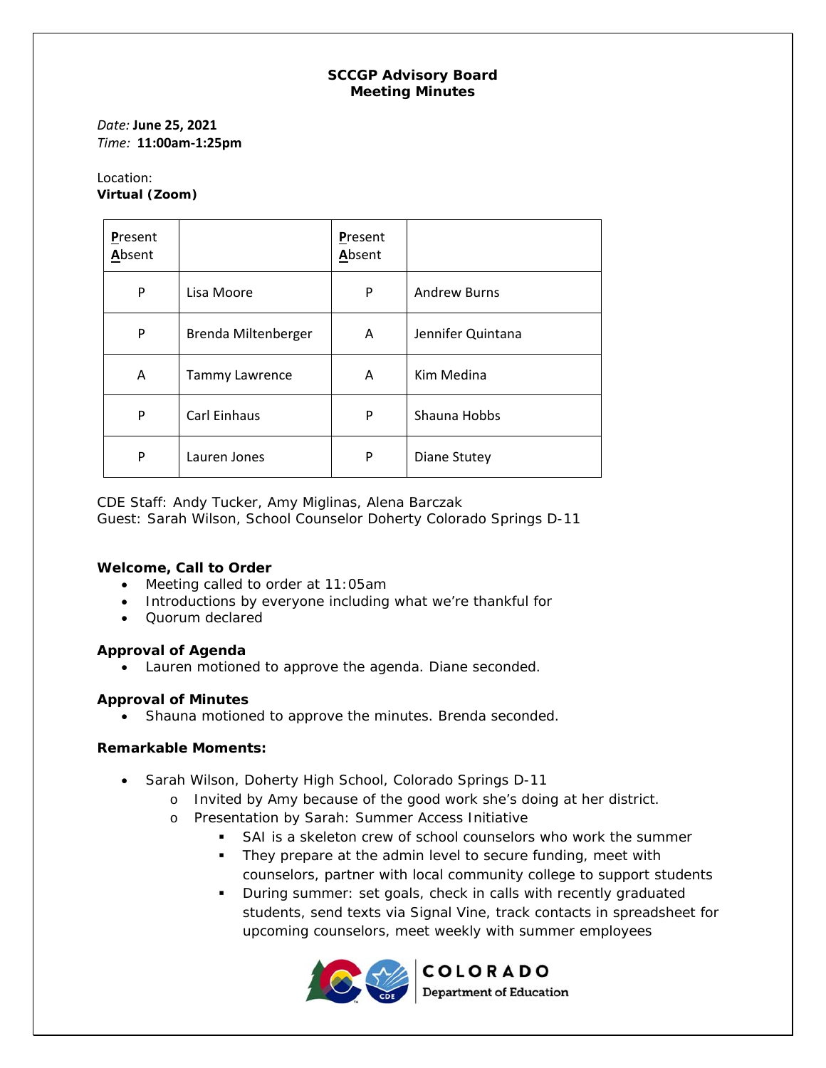# SCCGP Advisory Board
## Meeting Minutes

*Date:* **June 25, 2021**
*Time:* **11:00am-1:25pm**

Location:
**Virtual (Zoom)**

| Present Absent | | Present Absent | |
|---|---|---|---|
| P | Lisa Moore | P | Andrew Burns |
| P | Brenda Miltenberger | A | Jennifer Quintana |
| A | Tammy Lawrence | A | Kim Medina |
| P | Carl Einhaus | P | Shauna Hobbs |
| P | Lauren Jones | P | Diane Stutey |

CDE Staff: Andy Tucker, Amy Miglinas, Alena Barczak
Guest: Sarah Wilson, School Counselor Doherty Colorado Springs D-11

**Welcome, Call to Order**

- Meeting called to order at 11:05am
- Introductions by everyone including what we're thankful for
- Quorum declared

**Approval of Agenda**

- Lauren motioned to approve the agenda. Diane seconded.

**Approval of Minutes**

- Shauna motioned to approve the minutes. Brenda seconded.

**Remarkable Moments:**

- Sarah Wilson, Doherty High School, Colorado Springs D-11
  - Invited by Amy because of the good work she's doing at her district.
  - Presentation by Sarah: Summer Access Initiative
    - SAI is a skeleton crew of school counselors who work the summer
    - They prepare at the admin level to secure funding, meet with counselors, partner with local community college to support students
    - During summer: set goals, check in calls with recently graduated students, send texts via Signal Vine, track contacts in spreadsheet for upcoming counselors, meet weekly with summer employees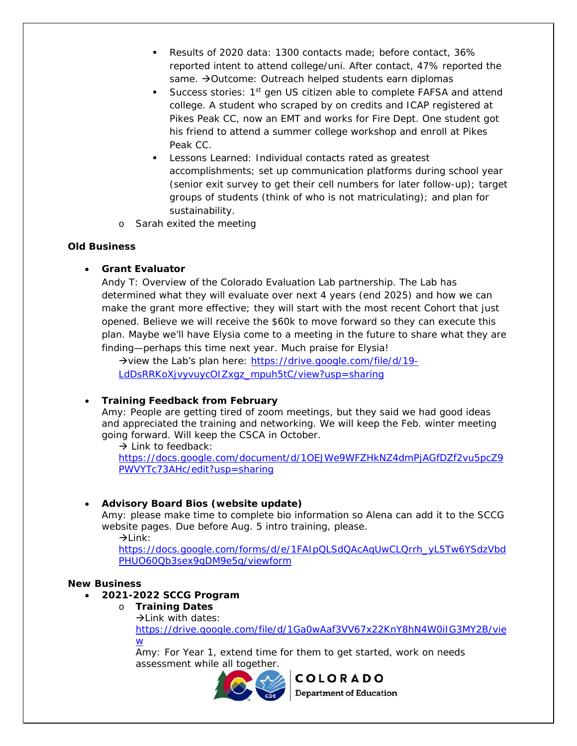- Results of 2020 data: 1300 contacts made; before contact, 36% reported intent to attend college/uni. After contact, 47% reported the same. →Outcome: Outreach helped students earn diplomas
    - Success stories: 1st gen US citizen able to complete FAFSA and attend college. A student who scraped by on credits and ICAP registered at Pikes Peak CC, now an EMT and works for Fire Dept. One student got his friend to attend a summer college workshop and enroll at Pikes Peak CC.
    - Lessons Learned: Individual contacts rated as greatest accomplishments; set up communication platforms during school year (senior exit survey to get their cell numbers for later follow-up); target groups of students (think of who is not matriculating); and plan for sustainability.
  - Sarah exited the meeting

**Old Business**

- **Grant Evaluator**
  Andy T: Overview of the Colorado Evaluation Lab partnership. The Lab has determined what they will evaluate over next 4 years (end 2025) and how we can make the grant more effective; they will start with the most recent Cohort that just opened. Believe we will receive the $60k to move forward so they can execute this plan. Maybe we'll have Elysia come to a meeting in the future to share what they are finding—perhaps this time next year. Much praise for Elysia!
  →view the Lab's plan here: https://drive.google.com/file/d/19-LdDsRRKoXjvyvuycOIZxgz_mpuh5tC/view?usp=sharing

- **Training Feedback from February**
  Amy: People are getting tired of zoom meetings, but they said we had good ideas and appreciated the training and networking. We will keep the Feb. winter meeting going forward. Will keep the CSCA in October.
  → Link to feedback: https://docs.google.com/document/d/1OEJWe9WFZHkNZ4dmPjAGfDZf2vu5pcZ9PWVYTc73AHc/edit?usp=sharing

- **Advisory Board Bios (website update)**
  Amy: please make time to complete bio information so Alena can add it to the SCCG website pages. Due before Aug. 5 intro training, please.
  →Link: https://docs.google.com/forms/d/e/1FAIpQLSdQAcAqUwCLQrrh_yL5Tw6YSdzVbdPHUO60Qb3sex9gDM9e5g/viewform

**New Business**

- **2021-2022 SCCG Program**
  - **Training Dates**
    →Link with dates: https://drive.google.com/file/d/1Ga0wAaf3VV67x22KnY8hN4W0iIG3MY2B/view
    Amy: For Year 1, extend time for them to get started, work on needs assessment while all together.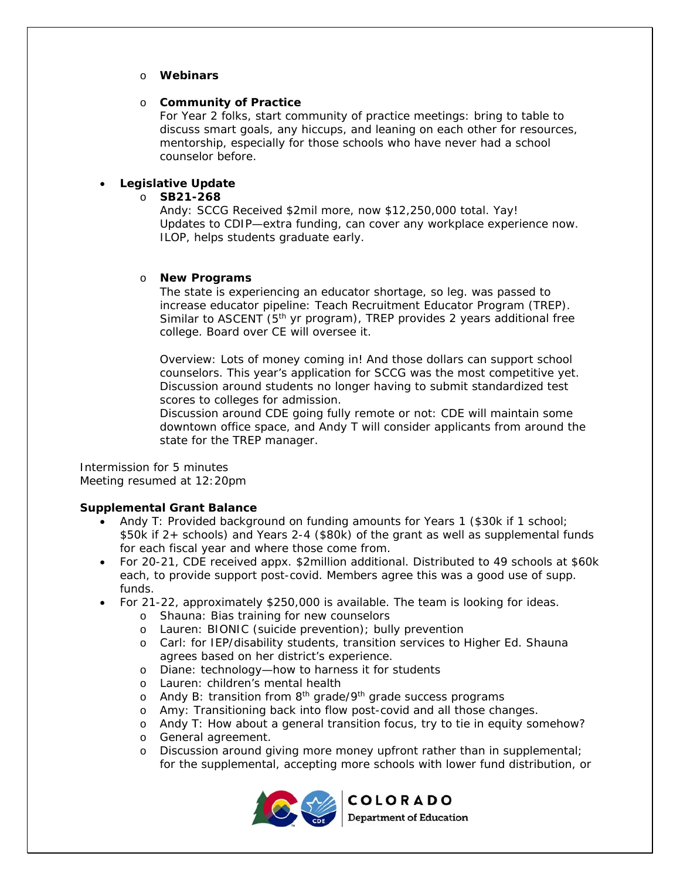- **Webinars**

- **Community of Practice**
  For Year 2 folks, start community of practice meetings: bring to table to discuss smart goals, any hiccups, and leaning on each other for resources, mentorship, especially for those schools who have never had a school counselor before.

- **Legislative Update**
  - **SB21-268**
    Andy: SCCG Received $2mil more, now $12,250,000 total. Yay!
    Updates to CDIP—extra funding, can cover any workplace experience now.
    ILOP, helps students graduate early.

  - **New Programs**
    The state is experiencing an educator shortage, so leg. was passed to increase educator pipeline: Teach Recruitment Educator Program (TREP). Similar to ASCENT (5th yr program), TREP provides 2 years additional free college. Board over CE will oversee it.

    Overview: Lots of money coming in! And those dollars can support school counselors. This year's application for SCCG was the most competitive yet.
    Discussion around students no longer having to submit standardized test scores to colleges for admission.
    Discussion around CDE going fully remote or not: CDE will maintain some downtown office space, and Andy T will consider applicants from around the state for the TREP manager.

Intermission for 5 minutes
Meeting resumed at 12:20pm

**Supplemental Grant Balance**

- Andy T: Provided background on funding amounts for Years 1 ($30k if 1 school; $50k if 2+ schools) and Years 2-4 ($80k) of the grant as well as supplemental funds for each fiscal year and where those come from.
- For 20-21, CDE received appx. $2million additional. Distributed to 49 schools at $60k each, to provide support post-covid. Members agree this was a good use of supp. funds.
- For 21-22, approximately $250,000 is available. The team is looking for ideas.
  - Shauna: Bias training for new counselors
  - Lauren: BIONIC (suicide prevention); bully prevention
  - Carl: for IEP/disability students, transition services to Higher Ed. Shauna agrees based on her district's experience.
  - Diane: technology—how to harness it for students
  - Lauren: children's mental health
  - Andy B: transition from 8th grade/9th grade success programs
  - Amy: Transitioning back into flow post-covid and all those changes.
  - Andy T: How about a general transition focus, try to tie in equity somehow?
  - General agreement.
  - Discussion around giving more money upfront rather than in supplemental; for the supplemental, accepting more schools with lower fund distribution, or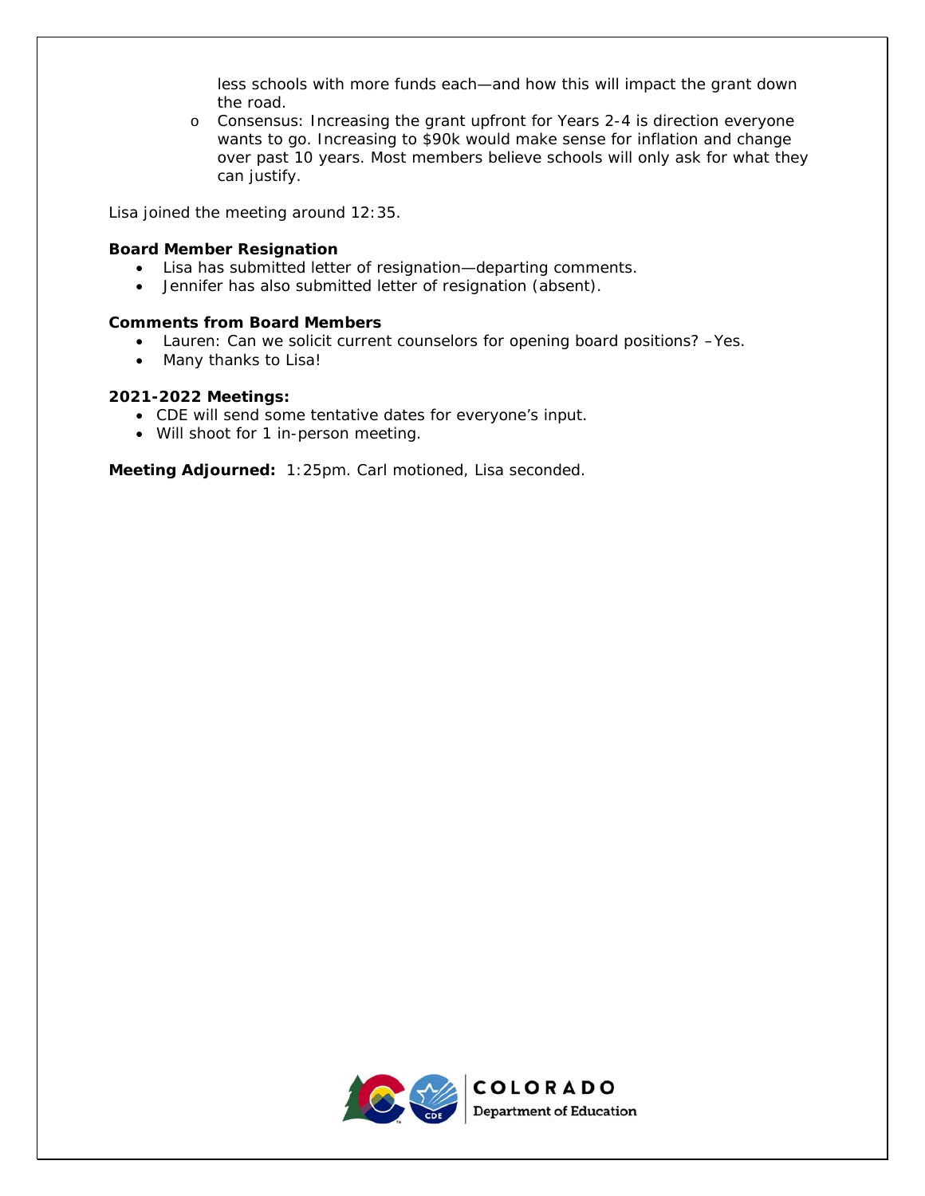less schools with more funds each—and how this will impact the grant down the road.

  - Consensus: Increasing the grant upfront for Years 2-4 is direction everyone wants to go. Increasing to $90k would make sense for inflation and change over past 10 years. Most members believe schools will only ask for what they can justify.

Lisa joined the meeting around 12:35.

**Board Member Resignation**

- Lisa has submitted letter of resignation—departing comments.
- Jennifer has also submitted letter of resignation (absent).

**Comments from Board Members**

- Lauren: Can we solicit current counselors for opening board positions? –Yes.
- Many thanks to Lisa!

**2021-2022 Meetings:**

- CDE will send some tentative dates for everyone's input.
- Will shoot for 1 in-person meeting.

**Meeting Adjourned:** 1:25pm. Carl motioned, Lisa seconded.